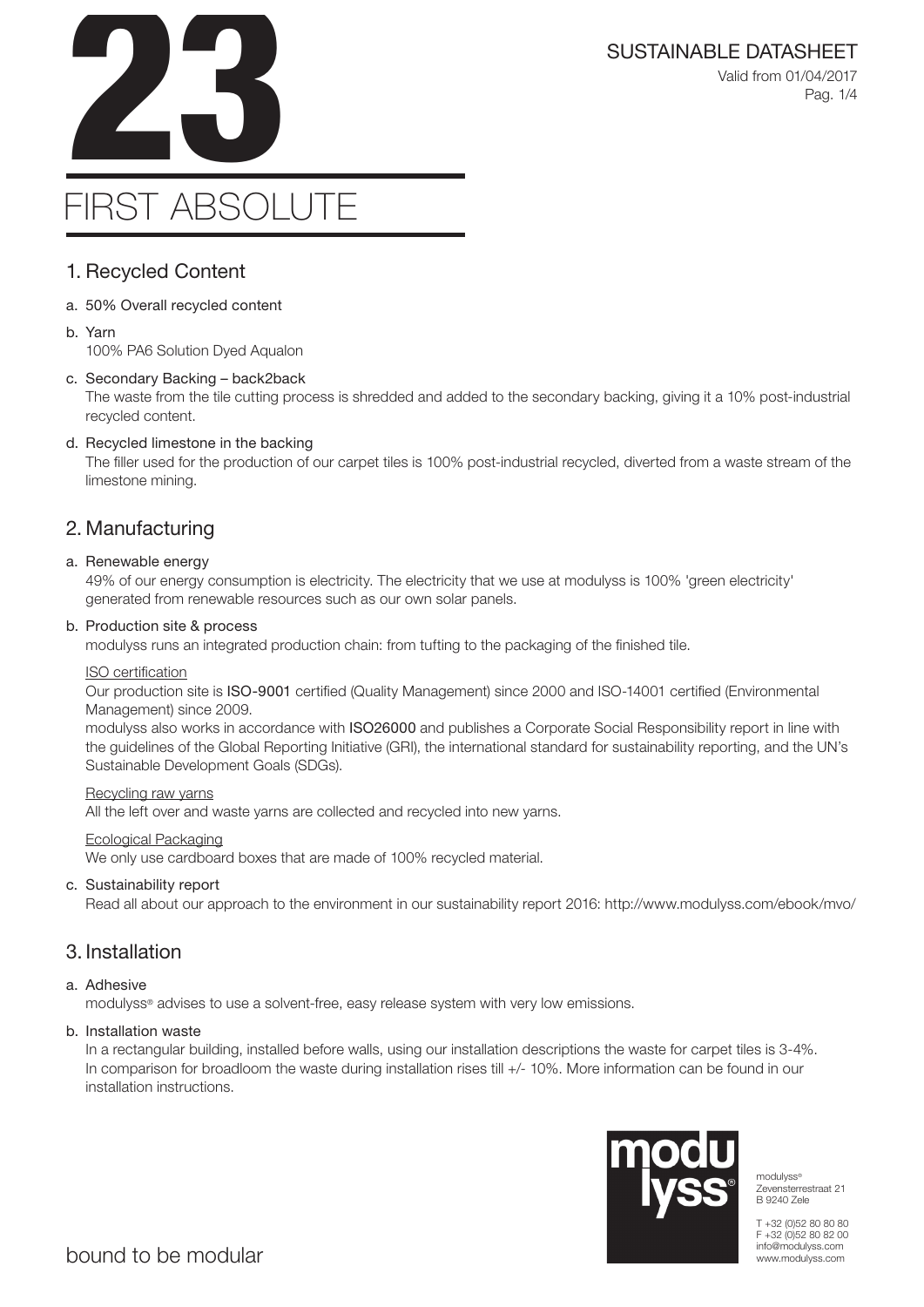# 23

# FIRST ABSOLUTE

SUSTAINABLE DATASHEET

Valid from 01/04/2017

## 1. Recycled Content

a. 50% Overall recycled content

b. Yarn
100% PA6 Solution Dyed Aqualon

c. Secondary Backing – back2back
The waste from the tile cutting process is shredded and added to the secondary backing, giving it a 10% post-industrial recycled content.

d. Recycled limestone in the backing
The filler used for the production of our carpet tiles is 100% post-industrial recycled, diverted from a waste stream of the limestone mining.

## 2. Manufacturing

a. Renewable energy
49% of our energy consumption is electricity. The electricity that we use at modulyss is 100% 'green electricity' generated from renewable resources such as our own solar panels.

b. Production site & process
modulyss runs an integrated production chain: from tufting to the packaging of the finished tile.

ISO certification
Our production site is **ISO-9001** certified (Quality Management) since 2000 and ISO-14001 certified (Environmental Management) since 2009.
modulyss also works in accordance with **ISO26000** and publishes a Corporate Social Responsibility report in line with the guidelines of the Global Reporting Initiative (GRI), the international standard for sustainability reporting, and the UN's Sustainable Development Goals (SDGs).

Recycling raw yarns
All the left over and waste yarns are collected and recycled into new yarns.

Ecological Packaging
We only use cardboard boxes that are made of 100% recycled material.

c. Sustainability report
Read all about our approach to the environment in our sustainability report 2016: http://www.modulyss.com/ebook/mvo/

## 3. Installation

a. Adhesive
modulyss® advises to use a solvent-free, easy release system with very low emissions.

b. Installation waste
In a rectangular building, installed before walls, using our installation descriptions the waste for carpet tiles is 3-4%. In comparison for broadloom the waste during installation rises till +/- 10%. More information can be found in our installation instructions.

modulyss®
Zevensterrestraat 21
B 9240 Zele

T +32 (0)52 80 80 80
F +32 (0)52 80 82 00
info@modulyss.com
www.modulyss.com

bound to be modular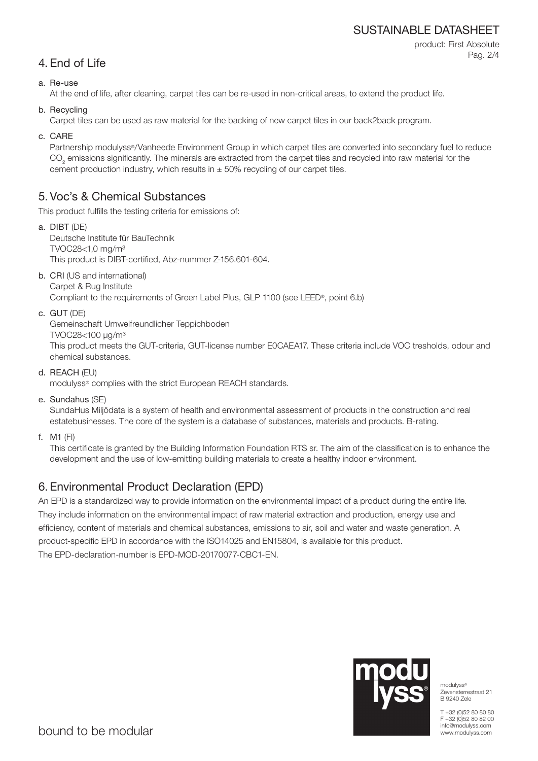## 4. End of Life

a. Re-use
At the end of life, after cleaning, carpet tiles can be re-used in non-critical areas, to extend the product life.

b. Recycling
Carpet tiles can be used as raw material for the backing of new carpet tiles in our back2back program.

c. CARE
Partnership modulyss®/Vanheede Environment Group in which carpet tiles are converted into secondary fuel to reduce $CO_2$ emissions significantly. The minerals are extracted from the carpet tiles and recycled into raw material for the cement production industry, which results in ± 50% recycling of our carpet tiles.

## 5. Voc's & Chemical Substances

This product fulfills the testing criteria for emissions of:

a. **DIBT** (DE)
Deutsche Institute für BauTechnik
TVOC28<1,0 mg/m³
This product is DIBT-certified, Abz-nummer Z-156.601-604.

b. **CRI** (US and international)
Carpet & Rug Institute
Compliant to the requirements of Green Label Plus, GLP 1100 (see LEED®, point 6.b)

c. **GUT** (DE)
Gemeinschaft Umwelfreundlicher Teppichboden
TVOC28<100 µg/m³
This product meets the GUT-criteria, GUT-license number E0CAEA17. These criteria include VOC tresholds, odour and chemical substances.

d. **REACH** (EU)
modulyss® complies with the strict European REACH standards.

e. **Sundahus** (SE)
SundaHus Miljödata is a system of health and environmental assessment of products in the construction and real estatebusinesses. The core of the system is a database of substances, materials and products. B-rating.

f. **M1** (FI)
This certificate is granted by the Building Information Foundation RTS sr. The aim of the classification is to enhance the development and the use of low-emitting building materials to create a healthy indoor environment.

## 6. Environmental Product Declaration (EPD)

An EPD is a standardized way to provide information on the environmental impact of a product during the entire life. They include information on the environmental impact of raw material extraction and production, energy use and efficiency, content of materials and chemical substances, emissions to air, soil and water and waste generation. A product-specific EPD in accordance with the ISO14025 and EN15804, is available for this product.
The EPD-declaration-number is EPD-MOD-20170077-CBC1-EN.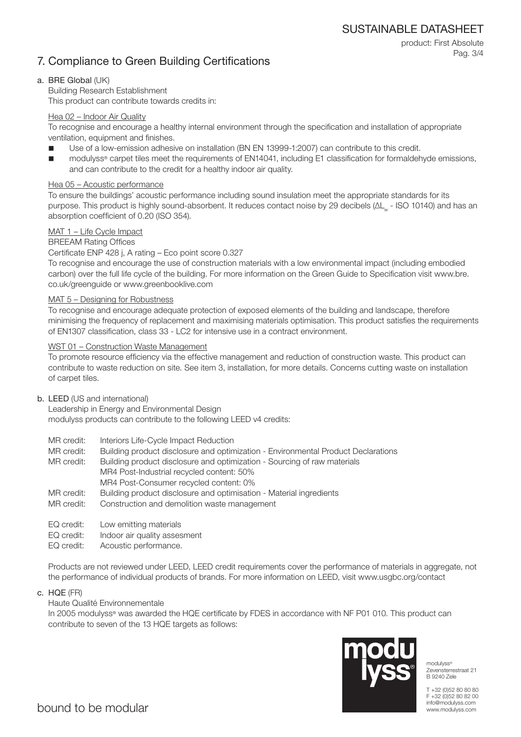## 7. Compliance to Green Building Certifications

### a. BRE Global (UK)

Building Research Establishment
This product can contribute towards credits in:

Hea 02 – Indoor Air Quality

To recognise and encourage a healthy internal environment through the specification and installation of appropriate ventilation, equipment and finishes.

- Use of a low-emission adhesive on installation (BN EN 13999-1:2007) can contribute to this credit.
- modulyss® carpet tiles meet the requirements of EN14041, including E1 classification for formaldehyde emissions, and can contribute to the credit for a healthy indoor air quality.

Hea 05 – Acoustic performance

To ensure the buildings' acoustic performance including sound insulation meet the appropriate standards for its purpose. This product is highly sound-absorbent. It reduces contact noise by 29 decibels ($\Delta L_w$ - ISO 10140) and has an absorption coefficient of 0.20 (ISO 354).

MAT 1 – Life Cycle Impact

BREEAM Rating Offices

Certificate ENP 428 j, A rating – Eco point score 0.327

To recognise and encourage the use of construction materials with a low environmental impact (including embodied carbon) over the full life cycle of the building. For more information on the Green Guide to Specification visit www.bre.co.uk/greenguide or www.greenbooklive.com

MAT 5 – Designing for Robustness

To recognise and encourage adequate protection of exposed elements of the building and landscape, therefore minimising the frequency of replacement and maximising materials optimisation. This product satisfies the requirements of EN1307 classification, class 33 - LC2 for intensive use in a contract environment.

WST 01 – Construction Waste Management

To promote resource efficiency via the effective management and reduction of construction waste. This product can contribute to waste reduction on site. See item 3, installation, for more details. Concerns cutting waste on installation of carpet tiles.

### b. LEED (US and international)

Leadership in Energy and Environmental Design
modulyss products can contribute to the following LEED v4 credits:

MR credit: Interiors Life-Cycle Impact Reduction
MR credit: Building product disclosure and optimization - Environmental Product Declarations
MR credit: Building product disclosure and optimization - Sourcing of raw materials
MR4 Post-Industrial recycled content: 50%
MR4 Post-Consumer recycled content: 0%
MR credit: Building product disclosure and optimisation - Material ingredients
MR credit: Construction and demolition waste management

EQ credit: Low emitting materials
EQ credit: Indoor air quality assesment
EQ credit: Acoustic performance.

Products are not reviewed under LEED, LEED credit requirements cover the performance of materials in aggregate, not the performance of individual products of brands. For more information on LEED, visit www.usgbc.org/contact

### c. HQE (FR)

Haute Qualité Environnementale

In 2005 modulyss® was awarded the HQE certificate by FDES in accordance with NF P01 010. This product can contribute to seven of the 13 HQE targets as follows: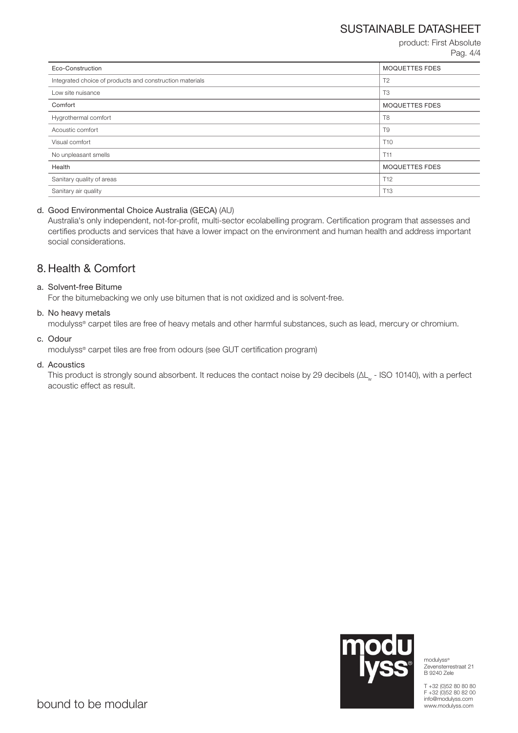| Eco-Construction | MOQUETTES FDES |
|---|---|
| Integrated choice of products and construction materials | T2 |
| Low site nuisance | T3 |
| Comfort | MOQUETTES FDES |
| Hygrothermal comfort | T8 |
| Acoustic comfort | T9 |
| Visual comfort | T10 |
| No unpleasant smells | T11 |
| Health | MOQUETTES FDES |
| Sanitary quality of areas | T12 |
| Sanitary air quality | T13 |

d. Good Environmental Choice Australia (GECA) (AU)
Australia's only independent, not-for-profit, multi-sector ecolabelling program. Certification program that assesses and certifies products and services that have a lower impact on the environment and human health and address important social considerations.

## 8. Health & Comfort

a. Solvent-free Bitume
For the bitumebacking we only use bitumen that is not oxidized and is solvent-free.

b. No heavy metals
modulyss® carpet tiles are free of heavy metals and other harmful substances, such as lead, mercury or chromium.

c. Odour
modulyss® carpet tiles are free from odours (see GUT certification program)

d. Acoustics
This product is strongly sound absorbent. It reduces the contact noise by 29 decibels ($\Delta L_w$ - ISO 10140), with a perfect acoustic effect as result.

modulyss®
Zevensterrestraat 21
B 9240 Zele

T +32 (0)52 80 80 80
F +32 (0)52 80 82 00
info@modulyss.com
www.modulyss.com

bound to be modular